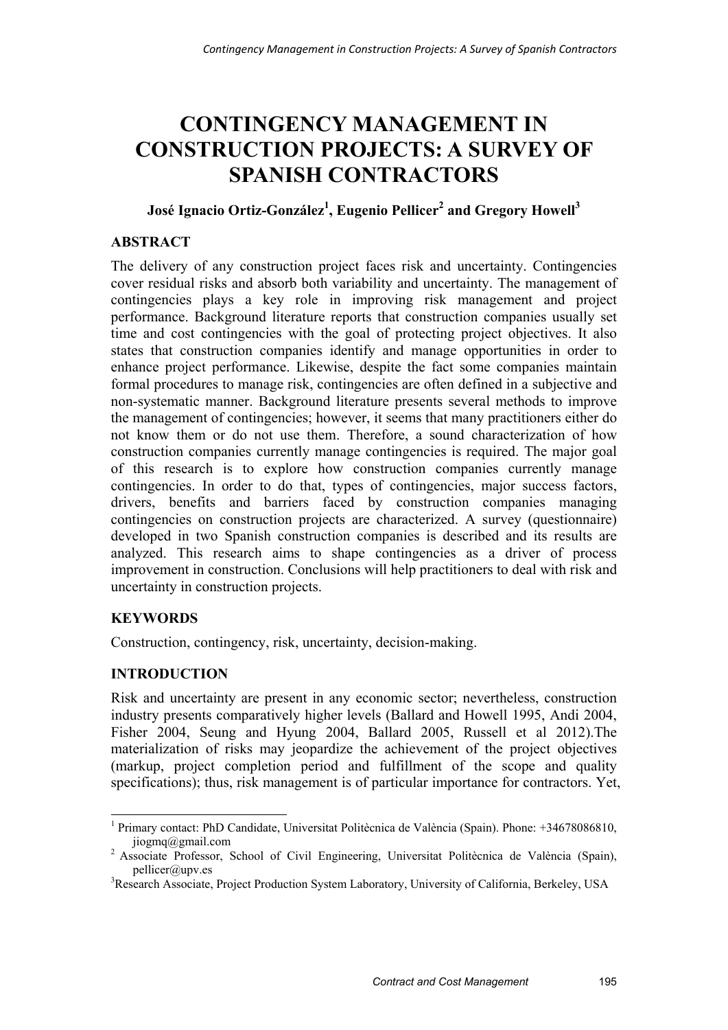# CONTINGENCY MANAGEMENT IN CONSTRUCTION PROJECTS: A SURVEY OF SPANISH CONTRACTORS

**José Ignacio Ortiz-González[1], Eugenio Pellicer[2] and Gregory Howell[3]**

## ABSTRACT

The delivery of any construction project faces risk and uncertainty. Contingencies cover residual risks and absorb both variability and uncertainty. The management of contingencies plays a key role in improving risk management and project performance. Background literature reports that construction companies usually set time and cost contingencies with the goal of protecting project objectives. It also states that construction companies identify and manage opportunities in order to enhance project performance. Likewise, despite the fact some companies maintain formal procedures to manage risk, contingencies are often defined in a subjective and non-systematic manner. Background literature presents several methods to improve the management of contingencies; however, it seems that many practitioners either do not know them or do not use them. Therefore, a sound characterization of how construction companies currently manage contingencies is required. The major goal of this research is to explore how construction companies currently manage contingencies. In order to do that, types of contingencies, major success factors, drivers, benefits and barriers faced by construction companies managing contingencies on construction projects are characterized. A survey (questionnaire) developed in two Spanish construction companies is described and its results are analyzed. This research aims to shape contingencies as a driver of process improvement in construction. Conclusions will help practitioners to deal with risk and uncertainty in construction projects.

## KEYWORDS

Construction, contingency, risk, uncertainty, decision-making.

## INTRODUCTION

Risk and uncertainty are present in any economic sector; nevertheless, construction industry presents comparatively higher levels (Ballard and Howell 1995, Andi 2004, Fisher 2004, Seung and Hyung 2004, Ballard 2005, Russell et al 2012).The materialization of risks may jeopardize the achievement of the project objectives (markup, project completion period and fulfillment of the scope and quality specifications); thus, risk management is of particular importance for contractors. Yet,

---

[1] Primary contact: PhD Candidate, Universitat Politècnica de València (Spain). Phone: +34678086810, jiogmq@gmail.com

[2] Associate Professor, School of Civil Engineering, Universitat Politècnica de València (Spain), pellicer@upv.es

[3] Research Associate, Project Production System Laboratory, University of California, Berkeley, USA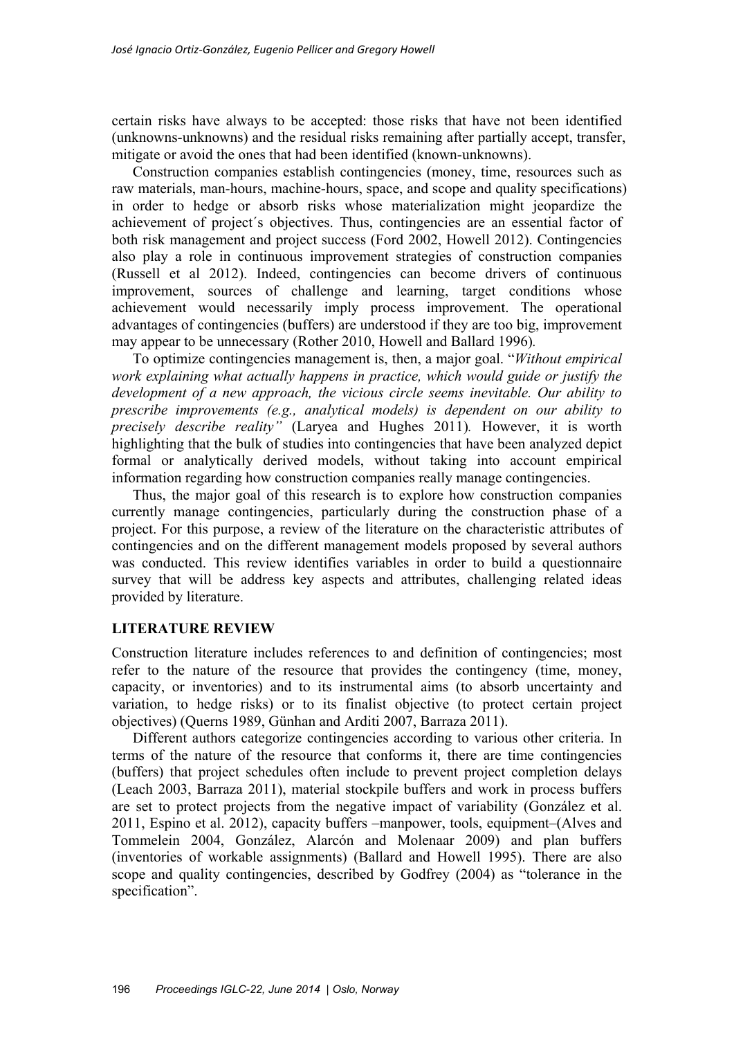certain risks have always to be accepted: those risks that have not been identified (unknowns-unknowns) and the residual risks remaining after partially accept, transfer, mitigate or avoid the ones that had been identified (known-unknowns).

Construction companies establish contingencies (money, time, resources such as raw materials, man-hours, machine-hours, space, and scope and quality specifications) in order to hedge or absorb risks whose materialization might jeopardize the achievement of project´s objectives. Thus, contingencies are an essential factor of both risk management and project success (Ford 2002, Howell 2012). Contingencies also play a role in continuous improvement strategies of construction companies (Russell et al 2012). Indeed, contingencies can become drivers of continuous improvement, sources of challenge and learning, target conditions whose achievement would necessarily imply process improvement. The operational advantages of contingencies (buffers) are understood if they are too big, improvement may appear to be unnecessary (Rother 2010, Howell and Ballard 1996).

To optimize contingencies management is, then, a major goal. "*Without empirical work explaining what actually happens in practice, which would guide or justify the development of a new approach, the vicious circle seems inevitable. Our ability to prescribe improvements (e.g., analytical models) is dependent on our ability to precisely describe reality"* (Laryea and Hughes 2011). However, it is worth highlighting that the bulk of studies into contingencies that have been analyzed depict formal or analytically derived models, without taking into account empirical information regarding how construction companies really manage contingencies.

Thus, the major goal of this research is to explore how construction companies currently manage contingencies, particularly during the construction phase of a project. For this purpose, a review of the literature on the characteristic attributes of contingencies and on the different management models proposed by several authors was conducted. This review identifies variables in order to build a questionnaire survey that will be address key aspects and attributes, challenging related ideas provided by literature.

## LITERATURE REVIEW

Construction literature includes references to and definition of contingencies; most refer to the nature of the resource that provides the contingency (time, money, capacity, or inventories) and to its instrumental aims (to absorb uncertainty and variation, to hedge risks) or to its finalist objective (to protect certain project objectives) (Querns 1989, Günhan and Arditi 2007, Barraza 2011).

Different authors categorize contingencies according to various other criteria. In terms of the nature of the resource that conforms it, there are time contingencies (buffers) that project schedules often include to prevent project completion delays (Leach 2003, Barraza 2011), material stockpile buffers and work in process buffers are set to protect projects from the negative impact of variability (González et al. 2011, Espino et al. 2012), capacity buffers –manpower, tools, equipment–(Alves and Tommelein 2004, González, Alarcón and Molenaar 2009) and plan buffers (inventories of workable assignments) (Ballard and Howell 1995). There are also scope and quality contingencies, described by Godfrey (2004) as "tolerance in the specification".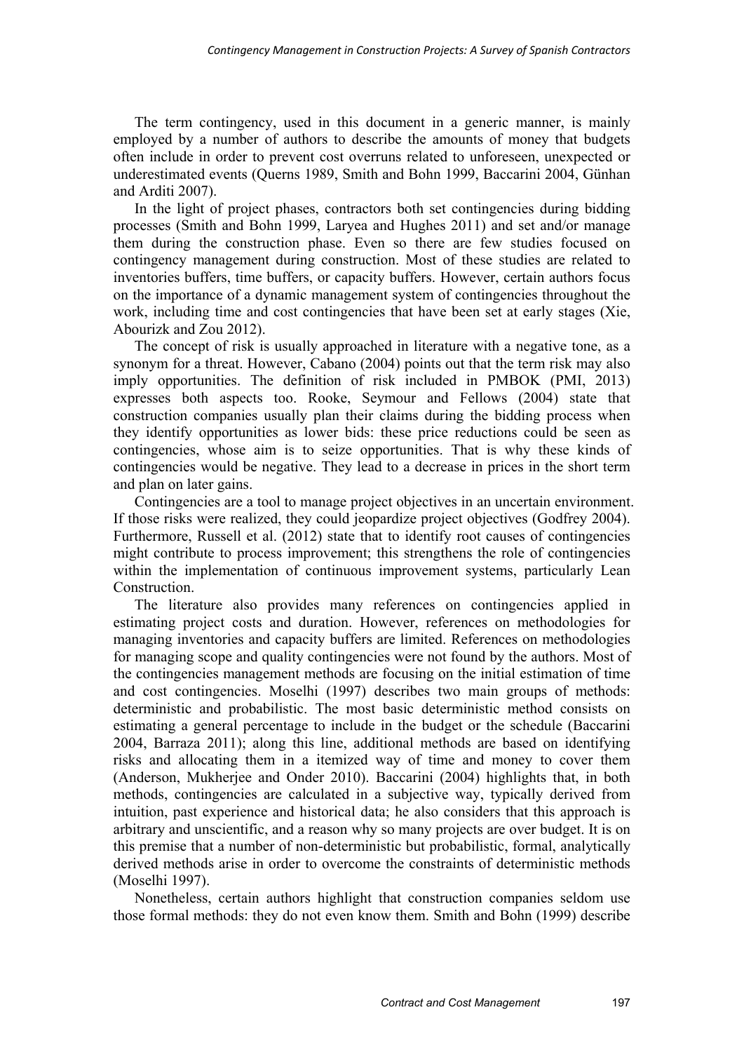The term contingency, used in this document in a generic manner, is mainly employed by a number of authors to describe the amounts of money that budgets often include in order to prevent cost overruns related to unforeseen, unexpected or underestimated events (Querns 1989, Smith and Bohn 1999, Baccarini 2004, Günhan and Arditi 2007).

In the light of project phases, contractors both set contingencies during bidding processes (Smith and Bohn 1999, Laryea and Hughes 2011) and set and/or manage them during the construction phase. Even so there are few studies focused on contingency management during construction. Most of these studies are related to inventories buffers, time buffers, or capacity buffers. However, certain authors focus on the importance of a dynamic management system of contingencies throughout the work, including time and cost contingencies that have been set at early stages (Xie, Abourizk and Zou 2012).

The concept of risk is usually approached in literature with a negative tone, as a synonym for a threat. However, Cabano (2004) points out that the term risk may also imply opportunities. The definition of risk included in PMBOK (PMI, 2013) expresses both aspects too. Rooke, Seymour and Fellows (2004) state that construction companies usually plan their claims during the bidding process when they identify opportunities as lower bids: these price reductions could be seen as contingencies, whose aim is to seize opportunities. That is why these kinds of contingencies would be negative. They lead to a decrease in prices in the short term and plan on later gains.

Contingencies are a tool to manage project objectives in an uncertain environment. If those risks were realized, they could jeopardize project objectives (Godfrey 2004). Furthermore, Russell et al. (2012) state that to identify root causes of contingencies might contribute to process improvement; this strengthens the role of contingencies within the implementation of continuous improvement systems, particularly Lean Construction.

The literature also provides many references on contingencies applied in estimating project costs and duration. However, references on methodologies for managing inventories and capacity buffers are limited. References on methodologies for managing scope and quality contingencies were not found by the authors. Most of the contingencies management methods are focusing on the initial estimation of time and cost contingencies. Moselhi (1997) describes two main groups of methods: deterministic and probabilistic. The most basic deterministic method consists on estimating a general percentage to include in the budget or the schedule (Baccarini 2004, Barraza 2011); along this line, additional methods are based on identifying risks and allocating them in a itemized way of time and money to cover them (Anderson, Mukherjee and Onder 2010). Baccarini (2004) highlights that, in both methods, contingencies are calculated in a subjective way, typically derived from intuition, past experience and historical data; he also considers that this approach is arbitrary and unscientific, and a reason why so many projects are over budget. It is on this premise that a number of non-deterministic but probabilistic, formal, analytically derived methods arise in order to overcome the constraints of deterministic methods (Moselhi 1997).

Nonetheless, certain authors highlight that construction companies seldom use those formal methods: they do not even know them. Smith and Bohn (1999) describe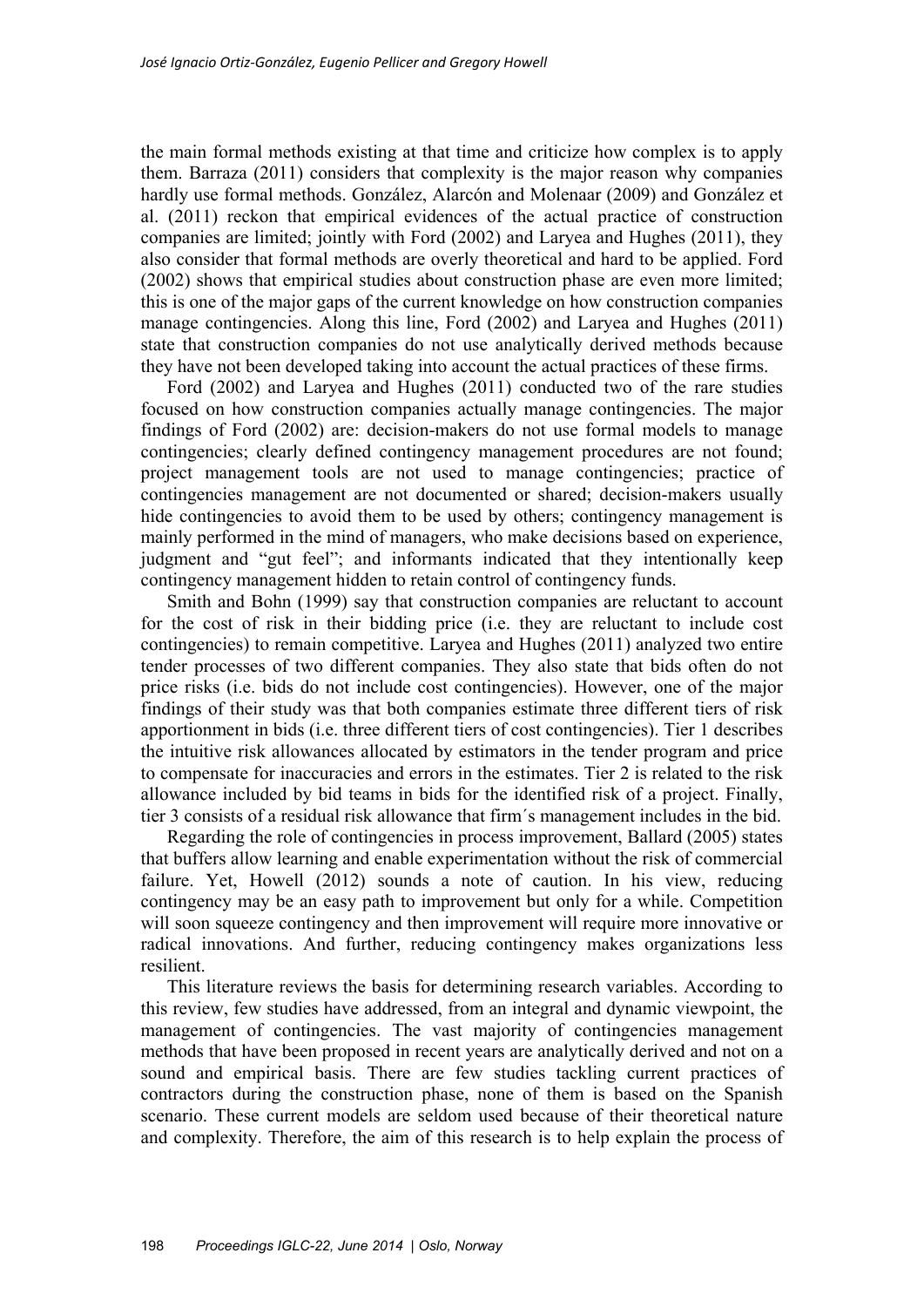the main formal methods existing at that time and criticize how complex is to apply them. Barraza (2011) considers that complexity is the major reason why companies hardly use formal methods. González, Alarcón and Molenaar (2009) and González et al. (2011) reckon that empirical evidences of the actual practice of construction companies are limited; jointly with Ford (2002) and Laryea and Hughes (2011), they also consider that formal methods are overly theoretical and hard to be applied. Ford (2002) shows that empirical studies about construction phase are even more limited; this is one of the major gaps of the current knowledge on how construction companies manage contingencies. Along this line, Ford (2002) and Laryea and Hughes (2011) state that construction companies do not use analytically derived methods because they have not been developed taking into account the actual practices of these firms.

Ford (2002) and Laryea and Hughes (2011) conducted two of the rare studies focused on how construction companies actually manage contingencies. The major findings of Ford (2002) are: decision-makers do not use formal models to manage contingencies; clearly defined contingency management procedures are not found; project management tools are not used to manage contingencies; practice of contingencies management are not documented or shared; decision-makers usually hide contingencies to avoid them to be used by others; contingency management is mainly performed in the mind of managers, who make decisions based on experience, judgment and "gut feel"; and informants indicated that they intentionally keep contingency management hidden to retain control of contingency funds.

Smith and Bohn (1999) say that construction companies are reluctant to account for the cost of risk in their bidding price (i.e. they are reluctant to include cost contingencies) to remain competitive. Laryea and Hughes (2011) analyzed two entire tender processes of two different companies. They also state that bids often do not price risks (i.e. bids do not include cost contingencies). However, one of the major findings of their study was that both companies estimate three different tiers of risk apportionment in bids (i.e. three different tiers of cost contingencies). Tier 1 describes the intuitive risk allowances allocated by estimators in the tender program and price to compensate for inaccuracies and errors in the estimates. Tier 2 is related to the risk allowance included by bid teams in bids for the identified risk of a project. Finally, tier 3 consists of a residual risk allowance that firm´s management includes in the bid.

Regarding the role of contingencies in process improvement, Ballard (2005) states that buffers allow learning and enable experimentation without the risk of commercial failure. Yet, Howell (2012) sounds a note of caution. In his view, reducing contingency may be an easy path to improvement but only for a while. Competition will soon squeeze contingency and then improvement will require more innovative or radical innovations. And further, reducing contingency makes organizations less resilient.

This literature reviews the basis for determining research variables. According to this review, few studies have addressed, from an integral and dynamic viewpoint, the management of contingencies. The vast majority of contingencies management methods that have been proposed in recent years are analytically derived and not on a sound and empirical basis. There are few studies tackling current practices of contractors during the construction phase, none of them is based on the Spanish scenario. These current models are seldom used because of their theoretical nature and complexity. Therefore, the aim of this research is to help explain the process of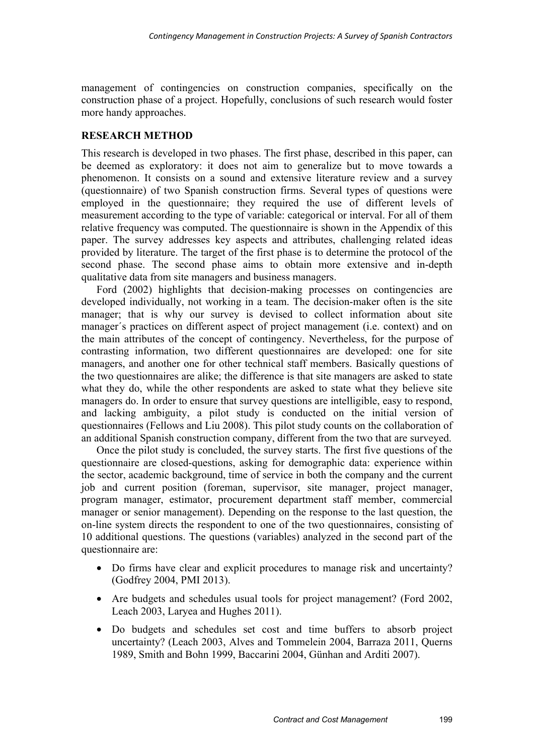management of contingencies on construction companies, specifically on the construction phase of a project. Hopefully, conclusions of such research would foster more handy approaches.

## RESEARCH METHOD

This research is developed in two phases. The first phase, described in this paper, can be deemed as exploratory: it does not aim to generalize but to move towards a phenomenon. It consists on a sound and extensive literature review and a survey (questionnaire) of two Spanish construction firms. Several types of questions were employed in the questionnaire; they required the use of different levels of measurement according to the type of variable: categorical or interval. For all of them relative frequency was computed. The questionnaire is shown in the Appendix of this paper. The survey addresses key aspects and attributes, challenging related ideas provided by literature. The target of the first phase is to determine the protocol of the second phase. The second phase aims to obtain more extensive and in-depth qualitative data from site managers and business managers.

Ford (2002) highlights that decision-making processes on contingencies are developed individually, not working in a team. The decision-maker often is the site manager; that is why our survey is devised to collect information about site manager´s practices on different aspect of project management (i.e. context) and on the main attributes of the concept of contingency. Nevertheless, for the purpose of contrasting information, two different questionnaires are developed: one for site managers, and another one for other technical staff members. Basically questions of the two questionnaires are alike; the difference is that site managers are asked to state what they do, while the other respondents are asked to state what they believe site managers do. In order to ensure that survey questions are intelligible, easy to respond, and lacking ambiguity, a pilot study is conducted on the initial version of questionnaires (Fellows and Liu 2008). This pilot study counts on the collaboration of an additional Spanish construction company, different from the two that are surveyed.

Once the pilot study is concluded, the survey starts. The first five questions of the questionnaire are closed-questions, asking for demographic data: experience within the sector, academic background, time of service in both the company and the current job and current position (foreman, supervisor, site manager, project manager, program manager, estimator, procurement department staff member, commercial manager or senior management). Depending on the response to the last question, the on-line system directs the respondent to one of the two questionnaires, consisting of 10 additional questions. The questions (variables) analyzed in the second part of the questionnaire are:

- Do firms have clear and explicit procedures to manage risk and uncertainty? (Godfrey 2004, PMI 2013).
- Are budgets and schedules usual tools for project management? (Ford 2002, Leach 2003, Laryea and Hughes 2011).
- Do budgets and schedules set cost and time buffers to absorb project uncertainty? (Leach 2003, Alves and Tommelein 2004, Barraza 2011, Querns 1989, Smith and Bohn 1999, Baccarini 2004, Günhan and Arditi 2007).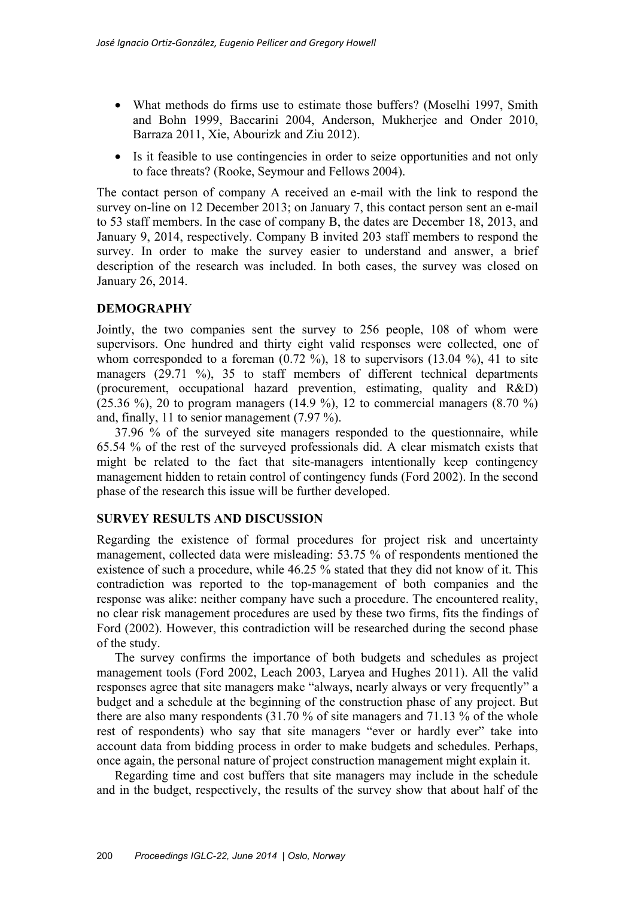- What methods do firms use to estimate those buffers? (Moselhi 1997, Smith and Bohn 1999, Baccarini 2004, Anderson, Mukherjee and Onder 2010, Barraza 2011, Xie, Abourizk and Ziu 2012).
- Is it feasible to use contingencies in order to seize opportunities and not only to face threats? (Rooke, Seymour and Fellows 2004).

The contact person of company A received an e-mail with the link to respond the survey on-line on 12 December 2013; on January 7, this contact person sent an e-mail to 53 staff members. In the case of company B, the dates are December 18, 2013, and January 9, 2014, respectively. Company B invited 203 staff members to respond the survey. In order to make the survey easier to understand and answer, a brief description of the research was included. In both cases, the survey was closed on January 26, 2014.

## DEMOGRAPHY

Jointly, the two companies sent the survey to 256 people, 108 of whom were supervisors. One hundred and thirty eight valid responses were collected, one of whom corresponded to a foreman (0.72 %), 18 to supervisors (13.04 %), 41 to site managers (29.71 %), 35 to staff members of different technical departments (procurement, occupational hazard prevention, estimating, quality and R&D) (25.36 %), 20 to program managers (14.9 %), 12 to commercial managers (8.70 %) and, finally, 11 to senior management (7.97 %).

37.96 % of the surveyed site managers responded to the questionnaire, while 65.54 % of the rest of the surveyed professionals did. A clear mismatch exists that might be related to the fact that site-managers intentionally keep contingency management hidden to retain control of contingency funds (Ford 2002). In the second phase of the research this issue will be further developed.

## SURVEY RESULTS AND DISCUSSION

Regarding the existence of formal procedures for project risk and uncertainty management, collected data were misleading: 53.75 % of respondents mentioned the existence of such a procedure, while 46.25 % stated that they did not know of it. This contradiction was reported to the top-management of both companies and the response was alike: neither company have such a procedure. The encountered reality, no clear risk management procedures are used by these two firms, fits the findings of Ford (2002). However, this contradiction will be researched during the second phase of the study.

The survey confirms the importance of both budgets and schedules as project management tools (Ford 2002, Leach 2003, Laryea and Hughes 2011). All the valid responses agree that site managers make "always, nearly always or very frequently" a budget and a schedule at the beginning of the construction phase of any project. But there are also many respondents (31.70 % of site managers and 71.13 % of the whole rest of respondents) who say that site managers "ever or hardly ever" take into account data from bidding process in order to make budgets and schedules. Perhaps, once again, the personal nature of project construction management might explain it.

Regarding time and cost buffers that site managers may include in the schedule and in the budget, respectively, the results of the survey show that about half of the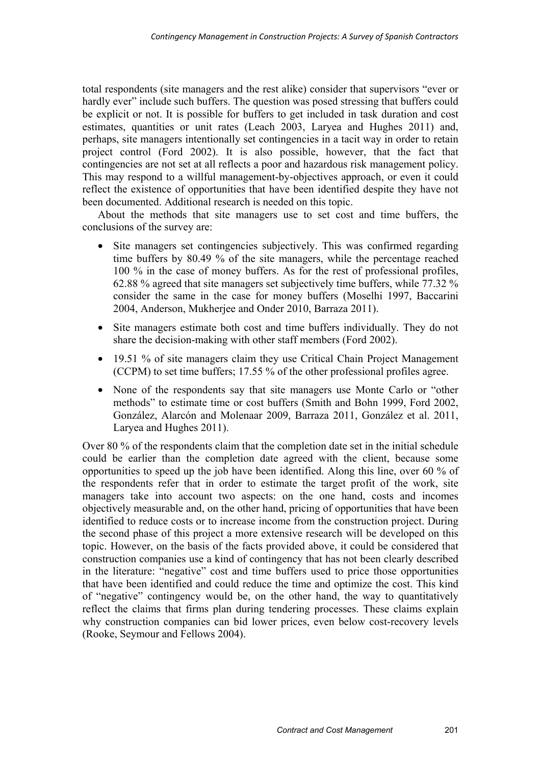total respondents (site managers and the rest alike) consider that supervisors "ever or hardly ever" include such buffers. The question was posed stressing that buffers could be explicit or not. It is possible for buffers to get included in task duration and cost estimates, quantities or unit rates (Leach 2003, Laryea and Hughes 2011) and, perhaps, site managers intentionally set contingencies in a tacit way in order to retain project control (Ford 2002). It is also possible, however, that the fact that contingencies are not set at all reflects a poor and hazardous risk management policy. This may respond to a willful management-by-objectives approach, or even it could reflect the existence of opportunities that have been identified despite they have not been documented. Additional research is needed on this topic.

About the methods that site managers use to set cost and time buffers, the conclusions of the survey are:

- Site managers set contingencies subjectively. This was confirmed regarding time buffers by 80.49 % of the site managers, while the percentage reached 100 % in the case of money buffers. As for the rest of professional profiles, 62.88 % agreed that site managers set subjectively time buffers, while 77.32 % consider the same in the case for money buffers (Moselhi 1997, Baccarini 2004, Anderson, Mukherjee and Onder 2010, Barraza 2011).
- Site managers estimate both cost and time buffers individually. They do not share the decision-making with other staff members (Ford 2002).
- 19.51 % of site managers claim they use Critical Chain Project Management (CCPM) to set time buffers; 17.55 % of the other professional profiles agree.
- None of the respondents say that site managers use Monte Carlo or "other methods" to estimate time or cost buffers (Smith and Bohn 1999, Ford 2002, González, Alarcón and Molenaar 2009, Barraza 2011, González et al. 2011, Laryea and Hughes 2011).

Over 80 % of the respondents claim that the completion date set in the initial schedule could be earlier than the completion date agreed with the client, because some opportunities to speed up the job have been identified. Along this line, over 60 % of the respondents refer that in order to estimate the target profit of the work, site managers take into account two aspects: on the one hand, costs and incomes objectively measurable and, on the other hand, pricing of opportunities that have been identified to reduce costs or to increase income from the construction project. During the second phase of this project a more extensive research will be developed on this topic. However, on the basis of the facts provided above, it could be considered that construction companies use a kind of contingency that has not been clearly described in the literature: "negative" cost and time buffers used to price those opportunities that have been identified and could reduce the time and optimize the cost. This kind of "negative" contingency would be, on the other hand, the way to quantitatively reflect the claims that firms plan during tendering processes. These claims explain why construction companies can bid lower prices, even below cost-recovery levels (Rooke, Seymour and Fellows 2004).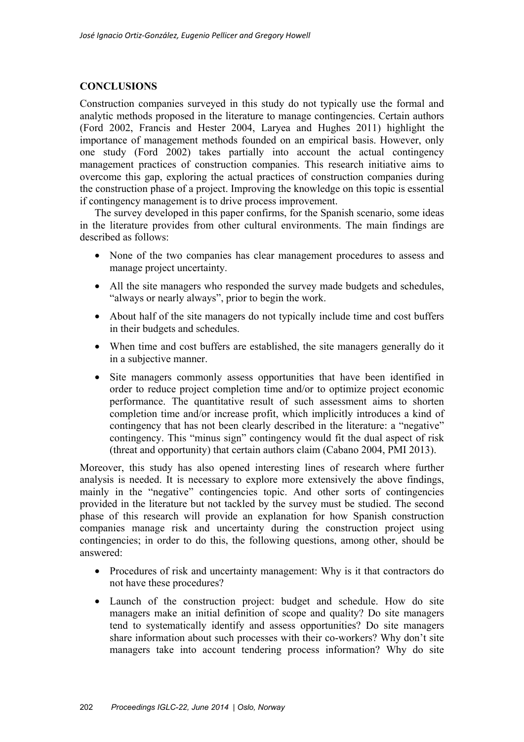## CONCLUSIONS

Construction companies surveyed in this study do not typically use the formal and analytic methods proposed in the literature to manage contingencies. Certain authors (Ford 2002, Francis and Hester 2004, Laryea and Hughes 2011) highlight the importance of management methods founded on an empirical basis. However, only one study (Ford 2002) takes partially into account the actual contingency management practices of construction companies. This research initiative aims to overcome this gap, exploring the actual practices of construction companies during the construction phase of a project. Improving the knowledge on this topic is essential if contingency management is to drive process improvement.

The survey developed in this paper confirms, for the Spanish scenario, some ideas in the literature provides from other cultural environments. The main findings are described as follows:

- None of the two companies has clear management procedures to assess and manage project uncertainty.
- All the site managers who responded the survey made budgets and schedules, "always or nearly always", prior to begin the work.
- About half of the site managers do not typically include time and cost buffers in their budgets and schedules.
- When time and cost buffers are established, the site managers generally do it in a subjective manner.
- Site managers commonly assess opportunities that have been identified in order to reduce project completion time and/or to optimize project economic performance. The quantitative result of such assessment aims to shorten completion time and/or increase profit, which implicitly introduces a kind of contingency that has not been clearly described in the literature: a "negative" contingency. This "minus sign" contingency would fit the dual aspect of risk (threat and opportunity) that certain authors claim (Cabano 2004, PMI 2013).

Moreover, this study has also opened interesting lines of research where further analysis is needed. It is necessary to explore more extensively the above findings, mainly in the "negative" contingencies topic. And other sorts of contingencies provided in the literature but not tackled by the survey must be studied. The second phase of this research will provide an explanation for how Spanish construction companies manage risk and uncertainty during the construction project using contingencies; in order to do this, the following questions, among other, should be answered:

- Procedures of risk and uncertainty management: Why is it that contractors do not have these procedures?
- Launch of the construction project: budget and schedule. How do site managers make an initial definition of scope and quality? Do site managers tend to systematically identify and assess opportunities? Do site managers share information about such processes with their co-workers? Why don't site managers take into account tendering process information? Why do site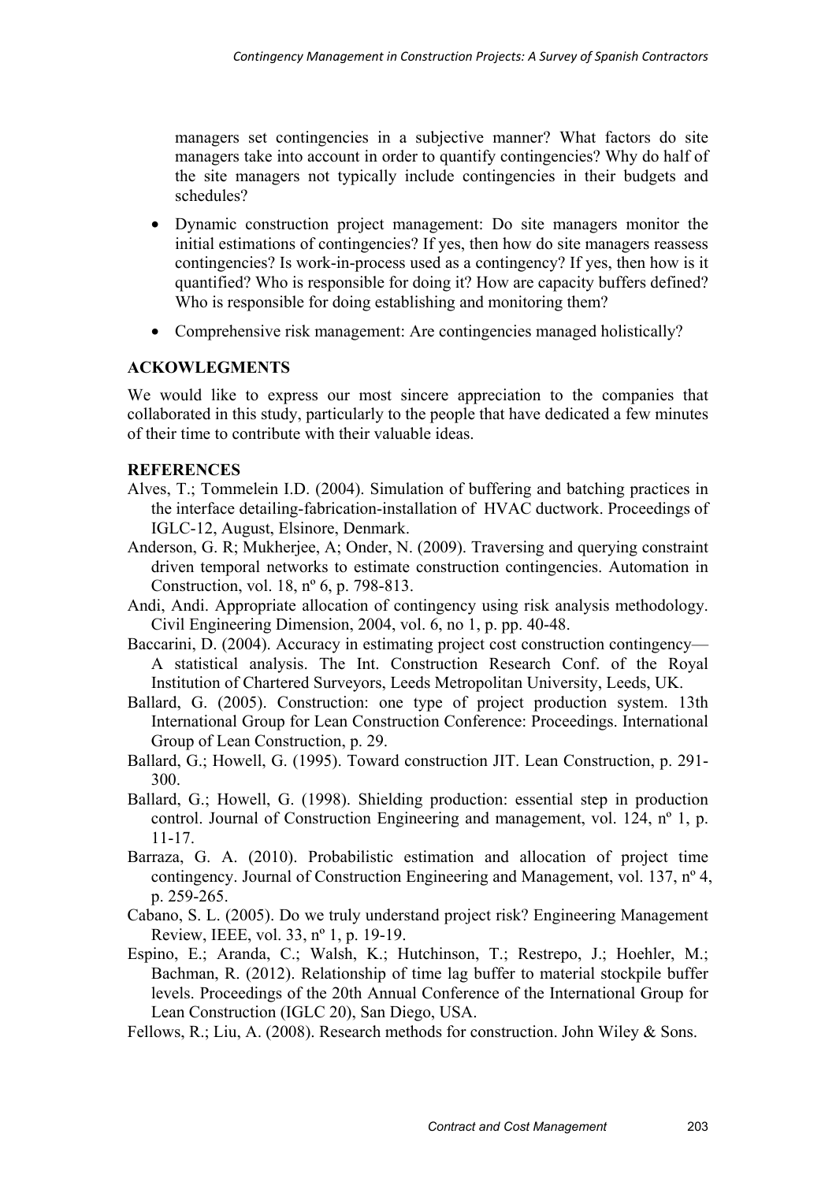managers set contingencies in a subjective manner? What factors do site managers take into account in order to quantify contingencies? Why do half of the site managers not typically include contingencies in their budgets and schedules?

- Dynamic construction project management: Do site managers monitor the initial estimations of contingencies? If yes, then how do site managers reassess contingencies? Is work-in-process used as a contingency? If yes, then how is it quantified? Who is responsible for doing it? How are capacity buffers defined? Who is responsible for doing establishing and monitoring them?
- Comprehensive risk management: Are contingencies managed holistically?

## ACKOWLEGMENTS

We would like to express our most sincere appreciation to the companies that collaborated in this study, particularly to the people that have dedicated a few minutes of their time to contribute with their valuable ideas.

## REFERENCES

Alves, T.; Tommelein I.D. (2004). Simulation of buffering and batching practices in the interface detailing-fabrication-installation of HVAC ductwork. Proceedings of IGLC-12, August, Elsinore, Denmark.

Anderson, G. R; Mukherjee, A; Onder, N. (2009). Traversing and querying constraint driven temporal networks to estimate construction contingencies. Automation in Construction, vol. 18, nº 6, p. 798-813.

Andi, Andi. Appropriate allocation of contingency using risk analysis methodology. Civil Engineering Dimension, 2004, vol. 6, no 1, p. pp. 40-48.

Baccarini, D. (2004). Accuracy in estimating project cost construction contingency—A statistical analysis. The Int. Construction Research Conf. of the Royal Institution of Chartered Surveyors, Leeds Metropolitan University, Leeds, UK.

Ballard, G. (2005). Construction: one type of project production system. 13th International Group for Lean Construction Conference: Proceedings. International Group of Lean Construction, p. 29.

Ballard, G.; Howell, G. (1995). Toward construction JIT. Lean Construction, p. 291-300.

Ballard, G.; Howell, G. (1998). Shielding production: essential step in production control. Journal of Construction Engineering and management, vol. 124, nº 1, p. 11-17.

Barraza, G. A. (2010). Probabilistic estimation and allocation of project time contingency. Journal of Construction Engineering and Management, vol. 137, nº 4, p. 259-265.

Cabano, S. L. (2005). Do we truly understand project risk? Engineering Management Review, IEEE, vol. 33, nº 1, p. 19-19.

Espino, E.; Aranda, C.; Walsh, K.; Hutchinson, T.; Restrepo, J.; Hoehler, M.; Bachman, R. (2012). Relationship of time lag buffer to material stockpile buffer levels. Proceedings of the 20th Annual Conference of the International Group for Lean Construction (IGLC 20), San Diego, USA.

Fellows, R.; Liu, A. (2008). Research methods for construction. John Wiley & Sons.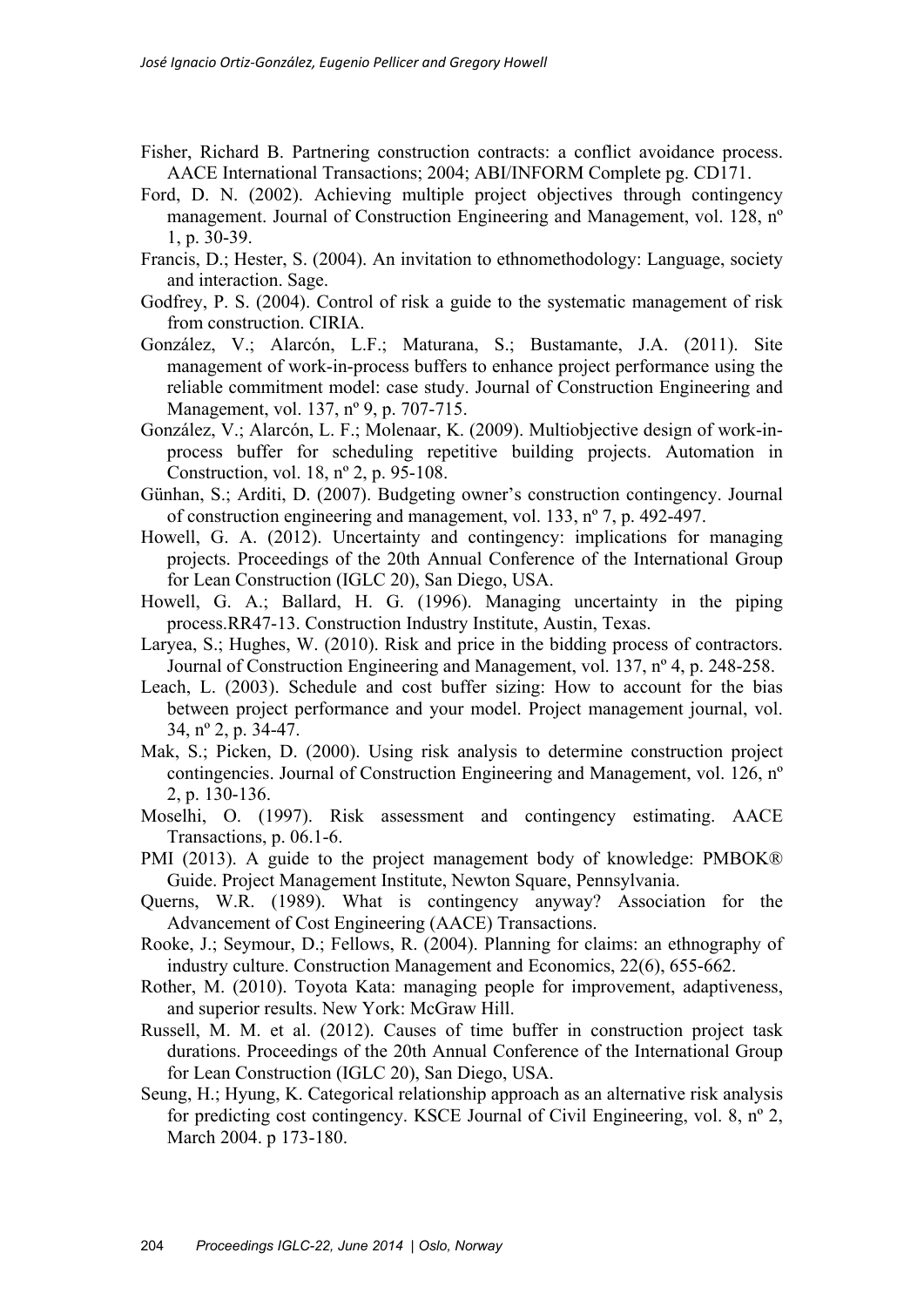Fisher, Richard B. Partnering construction contracts: a conflict avoidance process. AACE International Transactions; 2004; ABI/INFORM Complete pg. CD171.

Ford, D. N. (2002). Achieving multiple project objectives through contingency management. Journal of Construction Engineering and Management, vol. 128, nº 1, p. 30-39.

Francis, D.; Hester, S. (2004). An invitation to ethnomethodology: Language, society and interaction. Sage.

Godfrey, P. S. (2004). Control of risk a guide to the systematic management of risk from construction. CIRIA.

González, V.; Alarcón, L.F.; Maturana, S.; Bustamante, J.A. (2011). Site management of work-in-process buffers to enhance project performance using the reliable commitment model: case study. Journal of Construction Engineering and Management, vol. 137, nº 9, p. 707-715.

González, V.; Alarcón, L. F.; Molenaar, K. (2009). Multiobjective design of work-in-process buffer for scheduling repetitive building projects. Automation in Construction, vol. 18, nº 2, p. 95-108.

Günhan, S.; Arditi, D. (2007). Budgeting owner's construction contingency. Journal of construction engineering and management, vol. 133, nº 7, p. 492-497.

Howell, G. A. (2012). Uncertainty and contingency: implications for managing projects. Proceedings of the 20th Annual Conference of the International Group for Lean Construction (IGLC 20), San Diego, USA.

Howell, G. A.; Ballard, H. G. (1996). Managing uncertainty in the piping process.RR47-13. Construction Industry Institute, Austin, Texas.

Laryea, S.; Hughes, W. (2010). Risk and price in the bidding process of contractors. Journal of Construction Engineering and Management, vol. 137, nº 4, p. 248-258.

Leach, L. (2003). Schedule and cost buffer sizing: How to account for the bias between project performance and your model. Project management journal, vol. 34, nº 2, p. 34-47.

Mak, S.; Picken, D. (2000). Using risk analysis to determine construction project contingencies. Journal of Construction Engineering and Management, vol. 126, nº 2, p. 130-136.

Moselhi, O. (1997). Risk assessment and contingency estimating. AACE Transactions, p. 06.1-6.

PMI (2013). A guide to the project management body of knowledge: PMBOK® Guide. Project Management Institute, Newton Square, Pennsylvania.

Querns, W.R. (1989). What is contingency anyway? Association for the Advancement of Cost Engineering (AACE) Transactions.

Rooke, J.; Seymour, D.; Fellows, R. (2004). Planning for claims: an ethnography of industry culture. Construction Management and Economics, 22(6), 655-662.

Rother, M. (2010). Toyota Kata: managing people for improvement, adaptiveness, and superior results. New York: McGraw Hill.

Russell, M. M. et al. (2012). Causes of time buffer in construction project task durations. Proceedings of the 20th Annual Conference of the International Group for Lean Construction (IGLC 20), San Diego, USA.

Seung, H.; Hyung, K. Categorical relationship approach as an alternative risk analysis for predicting cost contingency. KSCE Journal of Civil Engineering, vol. 8, nº 2, March 2004. p 173-180.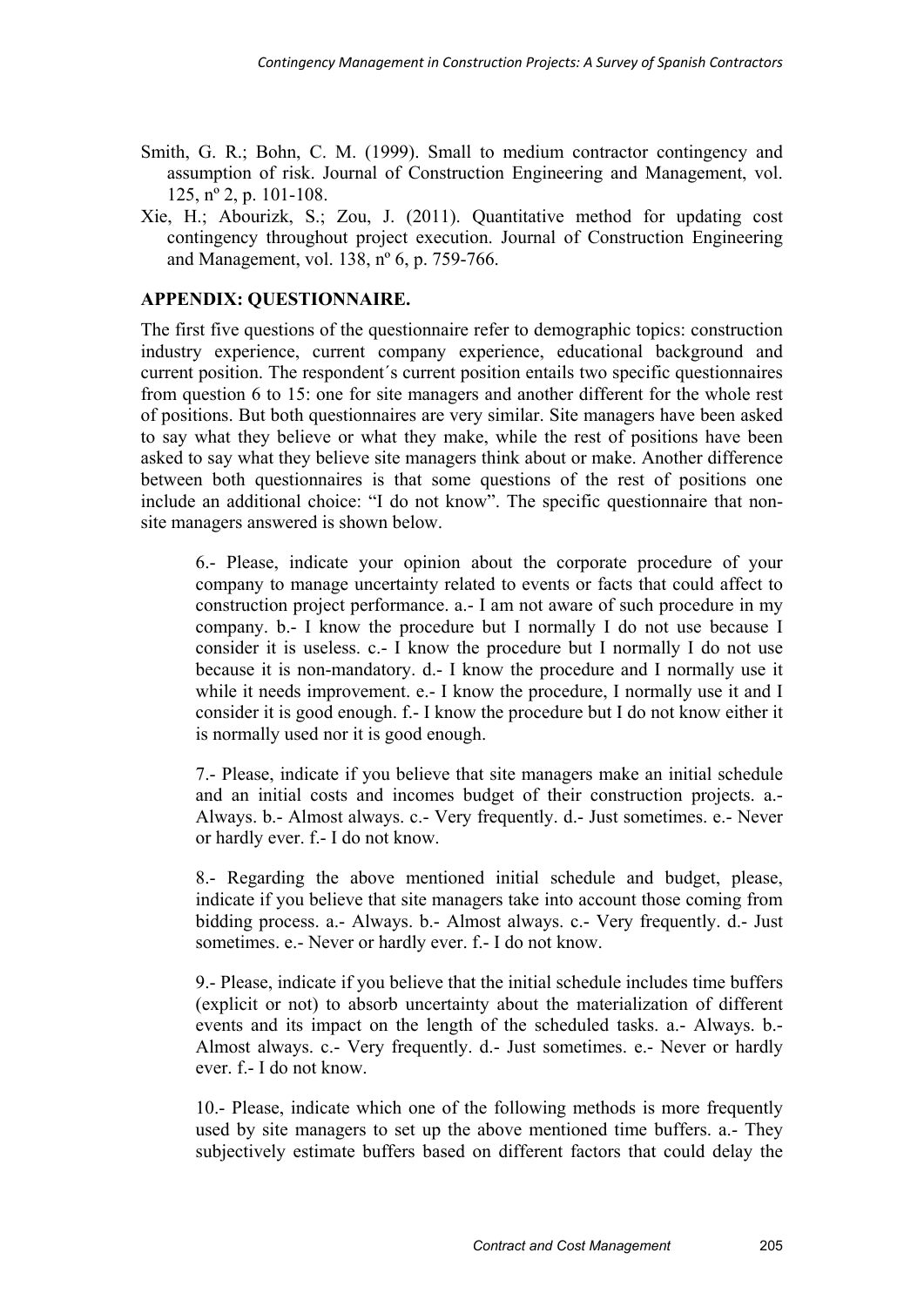Smith, G. R.; Bohn, C. M. (1999). Small to medium contractor contingency and assumption of risk. Journal of Construction Engineering and Management, vol. 125, nº 2, p. 101-108.

Xie, H.; Abourizk, S.; Zou, J. (2011). Quantitative method for updating cost contingency throughout project execution. Journal of Construction Engineering and Management, vol. 138, nº 6, p. 759-766.

## APPENDIX: QUESTIONNAIRE.

The first five questions of the questionnaire refer to demographic topics: construction industry experience, current company experience, educational background and current position. The respondent´s current position entails two specific questionnaires from question 6 to 15: one for site managers and another different for the whole rest of positions. But both questionnaires are very similar. Site managers have been asked to say what they believe or what they make, while the rest of positions have been asked to say what they believe site managers think about or make. Another difference between both questionnaires is that some questions of the rest of positions one include an additional choice: "I do not know". The specific questionnaire that non-site managers answered is shown below.

> 6.- Please, indicate your opinion about the corporate procedure of your company to manage uncertainty related to events or facts that could affect to construction project performance. a.- I am not aware of such procedure in my company. b.- I know the procedure but I normally I do not use because I consider it is useless. c.- I know the procedure but I normally I do not use because it is non-mandatory. d.- I know the procedure and I normally use it while it needs improvement. e.- I know the procedure, I normally use it and I consider it is good enough. f.- I know the procedure but I do not know either it is normally used nor it is good enough.
>
> 7.- Please, indicate if you believe that site managers make an initial schedule and an initial costs and incomes budget of their construction projects. a.- Always. b.- Almost always. c.- Very frequently. d.- Just sometimes. e.- Never or hardly ever. f.- I do not know.
>
> 8.- Regarding the above mentioned initial schedule and budget, please, indicate if you believe that site managers take into account those coming from bidding process. a.- Always. b.- Almost always. c.- Very frequently. d.- Just sometimes. e.- Never or hardly ever. f.- I do not know.
>
> 9.- Please, indicate if you believe that the initial schedule includes time buffers (explicit or not) to absorb uncertainty about the materialization of different events and its impact on the length of the scheduled tasks. a.- Always. b.- Almost always. c.- Very frequently. d.- Just sometimes. e.- Never or hardly ever. f.- I do not know.
>
> 10.- Please, indicate which one of the following methods is more frequently used by site managers to set up the above mentioned time buffers. a.- They subjectively estimate buffers based on different factors that could delay the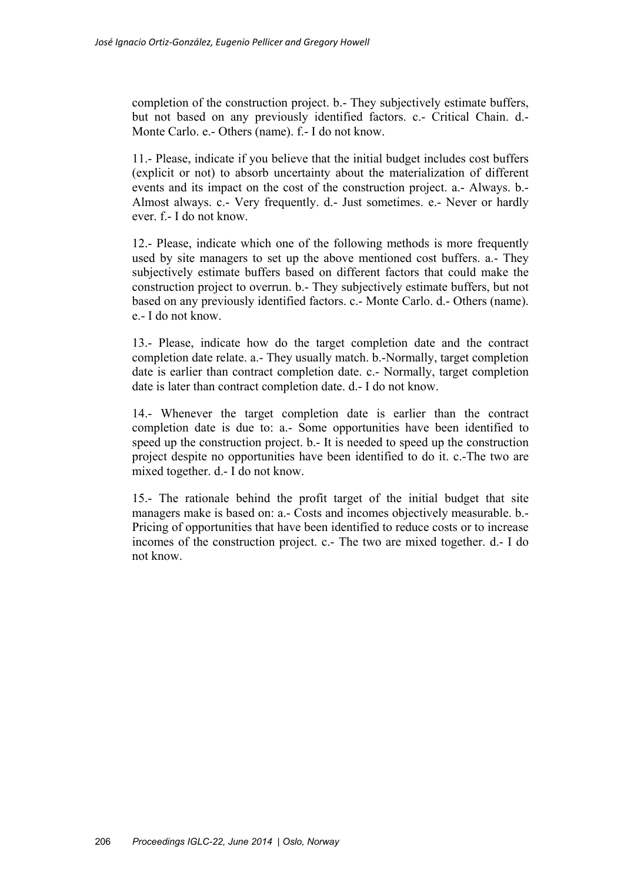completion of the construction project. b.- They subjectively estimate buffers, but not based on any previously identified factors. c.- Critical Chain. d.- Monte Carlo. e.- Others (name). f.- I do not know.

11.- Please, indicate if you believe that the initial budget includes cost buffers (explicit or not) to absorb uncertainty about the materialization of different events and its impact on the cost of the construction project. a.- Always. b.- Almost always. c.- Very frequently. d.- Just sometimes. e.- Never or hardly ever. f.- I do not know.

12.- Please, indicate which one of the following methods is more frequently used by site managers to set up the above mentioned cost buffers. a.- They subjectively estimate buffers based on different factors that could make the construction project to overrun. b.- They subjectively estimate buffers, but not based on any previously identified factors. c.- Monte Carlo. d.- Others (name). e.- I do not know.

13.- Please, indicate how do the target completion date and the contract completion date relate. a.- They usually match. b.-Normally, target completion date is earlier than contract completion date. c.- Normally, target completion date is later than contract completion date. d.- I do not know.

14.- Whenever the target completion date is earlier than the contract completion date is due to: a.- Some opportunities have been identified to speed up the construction project. b.- It is needed to speed up the construction project despite no opportunities have been identified to do it. c.-The two are mixed together. d.- I do not know.

15.- The rationale behind the profit target of the initial budget that site managers make is based on: a.- Costs and incomes objectively measurable. b.- Pricing of opportunities that have been identified to reduce costs or to increase incomes of the construction project. c.- The two are mixed together. d.- I do not know.